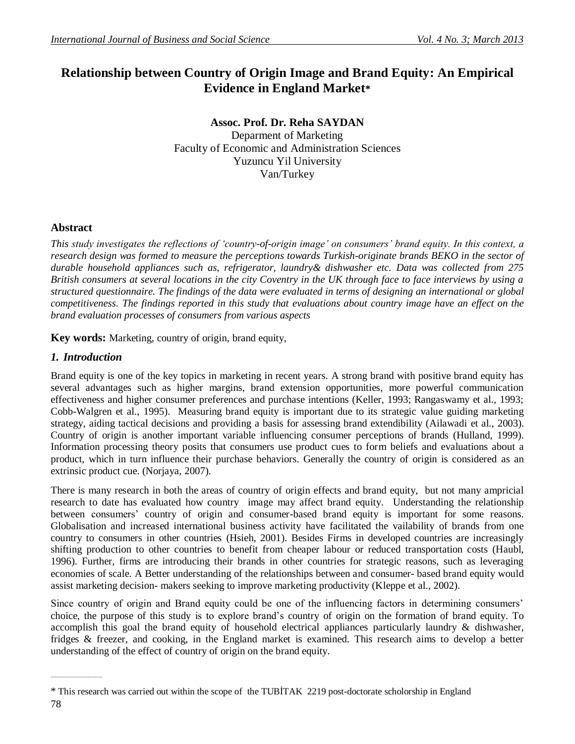# Relationship between Country of Origin Image and Brand Equity: An Empirical Evidence in England Market*

**Assoc. Prof. Dr. Reha SAYDAN**
Deparment of Marketing
Faculty of Economic and Administration Sciences
Yuzuncu Yil University
Van/Turkey

## Abstract

*This study investigates the reflections of 'country-of-origin image' on consumers' brand equity. In this context, a research design was formed to measure the perceptions towards Turkish-originate brands BEKO in the sector of durable household appliances such as, refrigerator, laundry& dishwasher etc. Data was collected from 275 British consumers at several locations in the city Coventry in the UK through face to face interviews by using a structured questionnaire. The findings of the data were evaluated in terms of designing an international or global competitiveness. The findings reported in this study that evaluations about country image have an effect on the brand evaluation processes of consumers from various aspects*

**Key words:** Marketing, country of origin, brand equity,

## *1. Introduction*

Brand equity is one of the key topics in marketing in recent years. A strong brand with positive brand equity has several advantages such as higher margins, brand extension opportunities, more powerful communication effectiveness and higher consumer preferences and purchase intentions (Keller, 1993; Rangaswamy et al., 1993; Cobb-Walgren et al., 1995). Measuring brand equity is important due to its strategic value guiding marketing strategy, aiding tactical decisions and providing a basis for assessing brand extendibility (Ailawadi et al., 2003). Country of origin is another important variable influencing consumer perceptions of brands (Hulland, 1999). Information processing theory posits that consumers use product cues to form beliefs and evaluations about a product, which in turn influence their purchase behaviors. Generally the country of origin is considered as an extrinsic product cue. (Norjaya, 2007).

There is many research in both the areas of country of origin effects and brand equity, but not many ampricial research to date has evaluated how country image may affect brand equity. Understanding the relationship between consumers' country of origin and consumer-based brand equity is important for some reasons. Globalisation and increased international business activity have facilitated the vailability of brands from one country to consumers in other countries (Hsieh, 2001). Besides Firms in developed countries are increasingly shifting production to other countries to benefit from cheaper labour or reduced transportation costs (Haubl, 1996). Further, firms are introducing their brands in other countries for strategic reasons, such as leveraging economies of scale. A Better understanding of the relationships between and consumer- based brand equity would assist marketing decision- makers seeking to improve marketing productivity (Kleppe et al., 2002).

Since country of origin and Brand equity could be one of the influencing factors in determining consumers' choice, the purpose of this study is to explore brand's country of origin on the formation of brand equity. To accomplish this goal the brand equity of household electrical appliances particularly laundry & dishwasher, fridges & freezer, and cooking, in the England market is examined. This research aims to develop a better understanding of the effect of country of origin on the brand equity.

---

\* This research was carried out within the scope of the TUBİTAK 2219 post-doctorate scholorship in England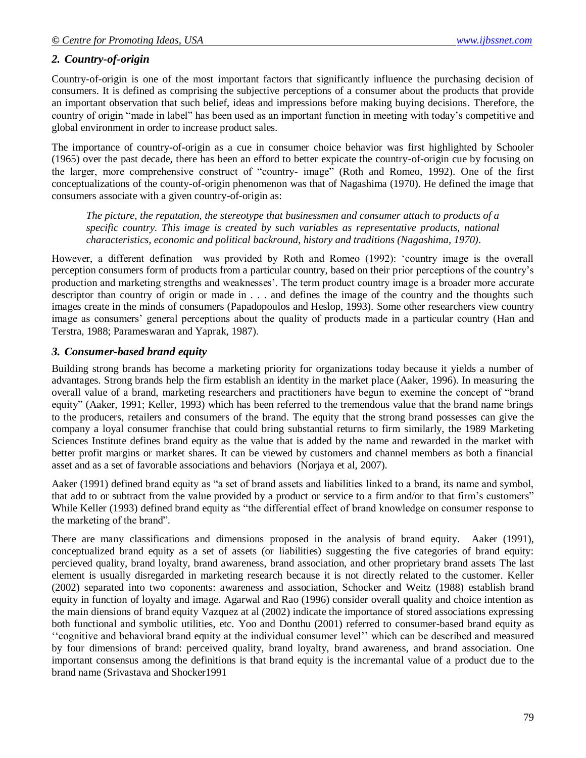## *2. Country-of-origin*

Country-of-origin is one of the most important factors that significantly influence the purchasing decision of consumers. It is defined as comprising the subjective perceptions of a consumer about the products that provide an important observation that such belief, ideas and impressions before making buying decisions. Therefore, the country of origin "made in label" has been used as an important function in meeting with today's competitive and global environment in order to increase product sales.

The importance of country-of-origin as a cue in consumer choice behavior was first highlighted by Schooler (1965) over the past decade, there has been an efford to better expicate the country-of-origin cue by focusing on the larger, more comprehensive construct of "country- image" (Roth and Romeo, 1992). One of the first conceptualizations of the county-of-origin phenomenon was that of Nagashima (1970). He defined the image that consumers associate with a given country-of-origin as:

> *The picture, the reputation, the stereotype that businessmen and consumer attach to products of a specific country. This image is created by such variables as representative products, national characteristics, economic and political backround, history and traditions (Nagashima, 1970).*

However, a different defination was provided by Roth and Romeo (1992): 'country image is the overall perception consumers form of products from a particular country, based on their prior perceptions of the country's production and marketing strengths and weaknesses'. The term product country image is a broader more accurate descriptor than country of origin or made in . . . and defines the image of the country and the thoughts such images create in the minds of consumers (Papadopoulos and Heslop, 1993). Some other researchers view country image as consumers' general perceptions about the quality of products made in a particular country (Han and Terstra, 1988; Parameswaran and Yaprak, 1987).

## *3. Consumer-based brand equity*

Building strong brands has become a marketing priority for organizations today because it yields a number of advantages. Strong brands help the firm establish an identity in the market place (Aaker, 1996). In measuring the overall value of a brand, marketing researchers and practitioners have begun to exemine the concept of "brand equity" (Aaker, 1991; Keller, 1993) which has been referred to the tremendous value that the brand name brings to the producers, retailers and consumers of the brand. The equity that the strong brand possesses can give the company a loyal consumer franchise that could bring substantial returns to firm similarly, the 1989 Marketing Sciences Institute defines brand equity as the value that is added by the name and rewarded in the market with better profit margins or market shares. It can be viewed by customers and channel members as both a financial asset and as a set of favorable associations and behaviors (Norjaya et al, 2007).

Aaker (1991) defined brand equity as "a set of brand assets and liabilities linked to a brand, its name and symbol, that add to or subtract from the value provided by a product or service to a firm and/or to that firm's customers" While Keller (1993) defined brand equity as "the differential effect of brand knowledge on consumer response to the marketing of the brand".

There are many classifications and dimensions proposed in the analysis of brand equity. Aaker (1991), conceptualized brand equity as a set of assets (or liabilities) suggesting the five categories of brand equity: percieved quality, brand loyalty, brand awareness, brand association, and other proprietary brand assets The last element is usually disregarded in marketing research because it is not directly related to the customer. Keller (2002) separated into two coponents: awareness and association, Schocker and Weitz (1988) establish brand equity in function of loyalty and image. Agarwal and Rao (1996) consider overall quality and choice intention as the main diensions of brand equity Vazquez at al (2002) indicate the importance of stored associations expressing both functional and symbolic utilities, etc. Yoo and Donthu (2001) referred to consumer-based brand equity as ''cognitive and behavioral brand equity at the individual consumer level'' which can be described and measured by four dimensions of brand: perceived quality, brand loyalty, brand awareness, and brand association. One important consensus among the definitions is that brand equity is the incremantal value of a product due to the brand name (Srivastava and Shocker1991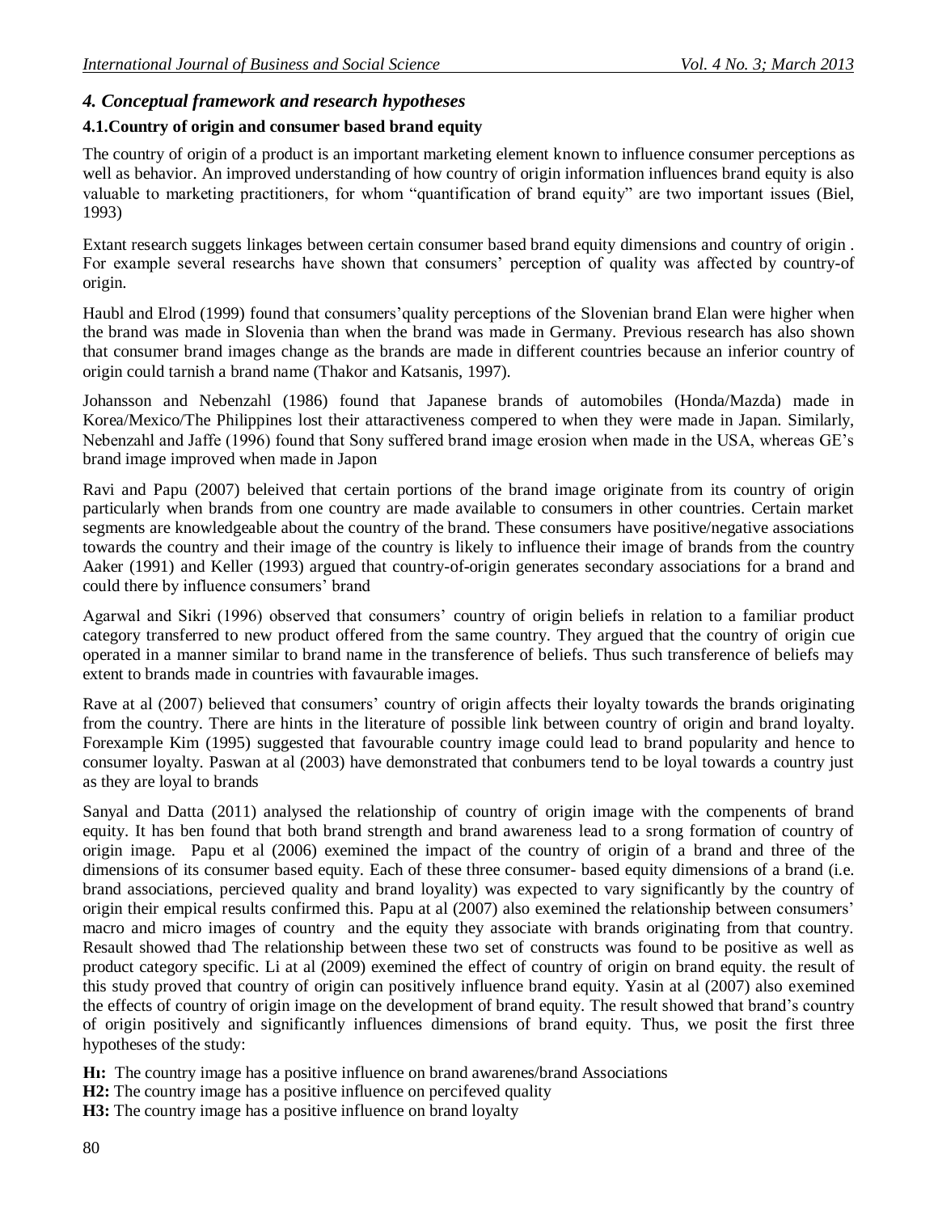## *4. Conceptual framework and research hypotheses*

### 4.1.Country of origin and consumer based brand equity

The country of origin of a product is an important marketing element known to influence consumer perceptions as well as behavior. An improved understanding of how country of origin information influences brand equity is also valuable to marketing practitioners, for whom "quantification of brand equity" are two important issues (Biel, 1993)

Extant research suggets linkages between certain consumer based brand equity dimensions and country of origin . For example several researchs have shown that consumers' perception of quality was affected by country-of origin.

Haubl and Elrod (1999) found that consumers'quality perceptions of the Slovenian brand Elan were higher when the brand was made in Slovenia than when the brand was made in Germany. Previous research has also shown that consumer brand images change as the brands are made in different countries because an inferior country of origin could tarnish a brand name (Thakor and Katsanis, 1997).

Johansson and Nebenzahl (1986) found that Japanese brands of automobiles (Honda/Mazda) made in Korea/Mexico/The Philippines lost their attaractiveness compered to when they were made in Japan. Similarly, Nebenzahl and Jaffe (1996) found that Sony suffered brand image erosion when made in the USA, whereas GE's brand image improved when made in Japon

Ravi and Papu (2007) beleived that certain portions of the brand image originate from its country of origin particularly when brands from one country are made available to consumers in other countries. Certain market segments are knowledgeable about the country of the brand. These consumers have positive/negative associations towards the country and their image of the country is likely to influence their image of brands from the country Aaker (1991) and Keller (1993) argued that country-of-origin generates secondary associations for a brand and could there by influence consumers' brand

Agarwal and Sikri (1996) observed that consumers' country of origin beliefs in relation to a familiar product category transferred to new product offered from the same country. They argued that the country of origin cue operated in a manner similar to brand name in the transference of beliefs. Thus such transference of beliefs may extent to brands made in countries with favaurable images.

Rave at al (2007) believed that consumers' country of origin affects their loyalty towards the brands originating from the country. There are hints in the literature of possible link between country of origin and brand loyalty. Forexample Kim (1995) suggested that favourable country image could lead to brand popularity and hence to consumer loyalty. Paswan at al (2003) have demonstrated that conbumers tend to be loyal towards a country just as they are loyal to brands

Sanyal and Datta (2011) analysed the relationship of country of origin image with the compenents of brand equity. It has ben found that both brand strength and brand awareness lead to a srong formation of country of origin image. Papu et al (2006) exemined the impact of the country of origin of a brand and three of the dimensions of its consumer based equity. Each of these three consumer- based equity dimensions of a brand (i.e. brand associations, percieved quality and brand loyalty) was expected to vary significantly by the country of origin their empical results confirmed this. Papu at al (2007) also exemined the relationship between consumers' macro and micro images of country and the equity they associate with brands originating from that country. Resault showed thad The relationship between these two set of constructs was found to be positive as well as product category specific. Li at al (2009) exemined the effect of country of origin on brand equity. the result of this study proved that country of origin can positively influence brand equity. Yasin at al (2007) also exemined the effects of country of origin image on the development of brand equity. The result showed that brand's country of origin positively and significantly influences dimensions of brand equity. Thus, we posit the first three hypotheses of the study:

**H1:** The country image has a positive influence on brand awarenes/brand Associations
**H2:** The country image has a positive influence on percifeved quality
**H3:** The country image has a positive influence on brand loyalty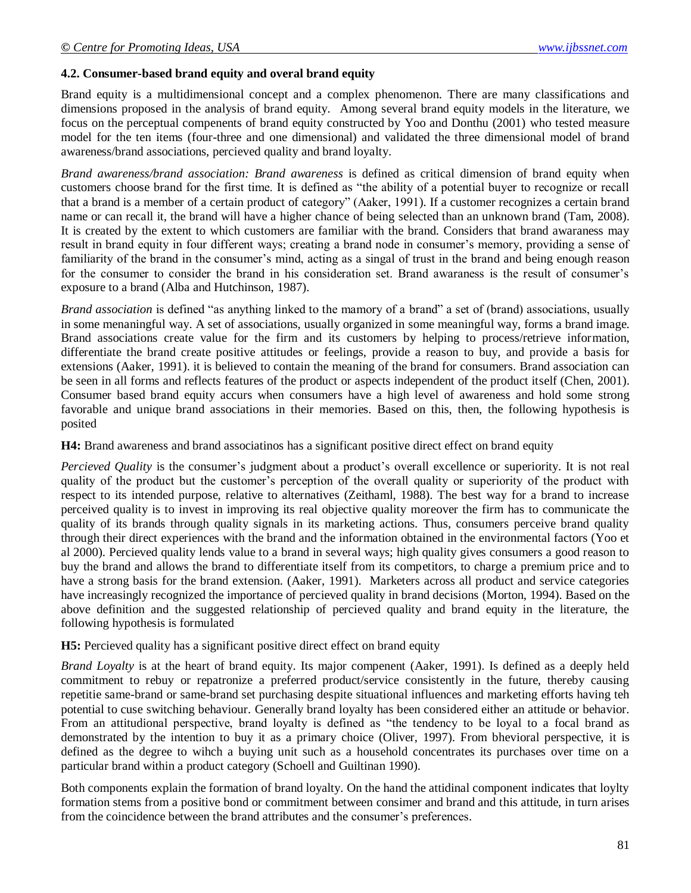### 4.2. Consumer-based brand equity and overal brand equity

Brand equity is a multidimensional concept and a complex phenomenon. There are many classifications and dimensions proposed in the analysis of brand equity. Among several brand equity models in the literature, we focus on the perceptual compenents of brand equity constructed by Yoo and Donthu (2001) who tested measure model for the ten items (four-three and one dimensional) and validated the three dimensional model of brand awareness/brand associations, percieved quality and brand loyalty.

*Brand awareness/brand association: Brand awareness* is defined as critical dimension of brand equity when customers choose brand for the first time. It is defined as "the ability of a potential buyer to recognize or recall that a brand is a member of a certain product of category" (Aaker, 1991). If a customer recognizes a certain brand name or can recall it, the brand will have a higher chance of being selected than an unknown brand (Tam, 2008). It is created by the extent to which customers are familiar with the brand. Considers that brand awaraness may result in brand equity in four different ways; creating a brand node in consumer's memory, providing a sense of familiarity of the brand in the consumer's mind, acting as a singal of trust in the brand and being enough reason for the consumer to consider the brand in his consideration set. Brand awaraness is the result of consumer's exposure to a brand (Alba and Hutchinson, 1987).

*Brand association* is defined "as anything linked to the mamory of a brand" a set of (brand) associations, usually in some menaningful way. A set of associations, usually organized in some meaningful way, forms a brand image. Brand associations create value for the firm and its customers by helping to process/retrieve information, differentiate the brand create positive attitudes or feelings, provide a reason to buy, and provide a basis for extensions (Aaker, 1991). it is believed to contain the meaning of the brand for consumers. Brand association can be seen in all forms and reflects features of the product or aspects independent of the product itself (Chen, 2001). Consumer based brand equity accurs when consumers have a high level of awareness and hold some strong favorable and unique brand associations in their memories. Based on this, then, the following hypothesis is posited

**H4:** Brand awareness and brand associatinos has a significant positive direct effect on brand equity

*Percieved Quality* is the consumer's judgment about a product's overall excellence or superiority. It is not real quality of the product but the customer's perception of the overall quality or superiority of the product with respect to its intended purpose, relative to alternatives (Zeithaml, 1988). The best way for a brand to increase perceived quality is to invest in improving its real objective quality moreover the firm has to communicate the quality of its brands through quality signals in its marketing actions. Thus, consumers perceive brand quality through their direct experiences with the brand and the information obtained in the environmental factors (Yoo et al 2000). Percieved quality lends value to a brand in several ways; high quality gives consumers a good reason to buy the brand and allows the brand to differentiate itself from its competitors, to charge a premium price and to have a strong basis for the brand extension. (Aaker, 1991). Marketers across all product and service categories have increasingly recognized the importance of percieved quality in brand decisions (Morton, 1994). Based on the above definition and the suggested relationship of percieved quality and brand equity in the literature, the following hypothesis is formulated

**H5:** Percieved quality has a significant positive direct effect on brand equity

*Brand Loyalty* is at the heart of brand equity. Its major compenent (Aaker, 1991). Is defined as a deeply held commitment to rebuy or repatronize a preferred product/service consistently in the future, thereby causing repetitie same-brand or same-brand set purchasing despite situational influences and marketing efforts having teh potential to cuse switching behaviour. Generally brand loyalty has been considered either an attitude or behavior. From an attitudional perspective, brand loyalty is defined as "the tendency to be loyal to a focal brand as demonstrated by the intention to buy it as a primary choice (Oliver, 1997). From bhevioral perspective, it is defined as the degree to wihch a buying unit such as a household concentrates its purchases over time on a particular brand within a product category (Schoell and Guiltinan 1990).

Both components explain the formation of brand loyalty. On the hand the attidinal component indicates that loylty formation stems from a positive bond or commitment between consimer and brand and this attitude, in turn arises from the coincidence between the brand attributes and the consumer's preferences.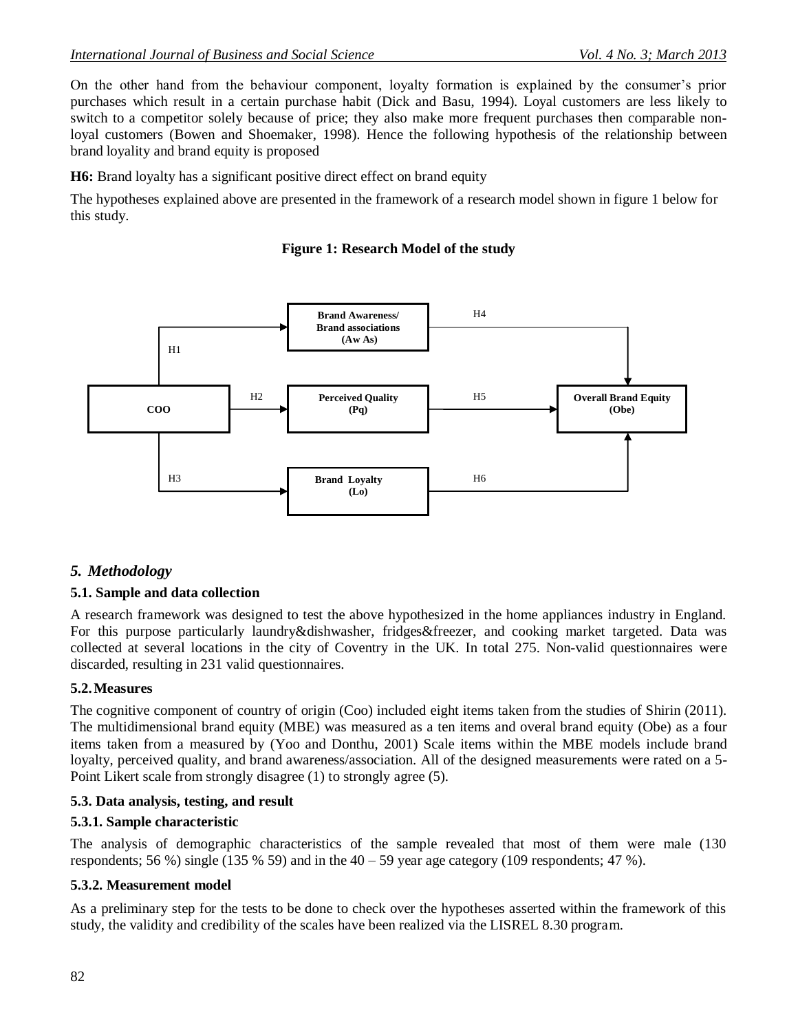On the other hand from the behaviour component, loyalty formation is explained by the consumer's prior purchases which result in a certain purchase habit (Dick and Basu, 1994). Loyal customers are less likely to switch to a competitor solely because of price; they also make more frequent purchases then comparable non-loyal customers (Bowen and Shoemaker, 1998). Hence the following hypothesis of the relationship between brand loyality and brand equity is proposed

**H6:** Brand loyalty has a significant positive direct effect on brand equity

The hypotheses explained above are presented in the framework of a research model shown in figure 1 below for this study.

**Figure 1: Research Model of the study**

## *5. Methodology*

### 5.1. Sample and data collection

A research framework was designed to test the above hypothesized in the home appliances industry in England. For this purpose particularly laundry&dishwasher, fridges&freezer, and cooking market targeted. Data was collected at several locations in the city of Coventry in the UK. In total 275. Non-valid questionnaires were discarded, resulting in 231 valid questionnaires.

### 5.2. Measures

The cognitive component of country of origin (Coo) included eight items taken from the studies of Shirin (2011). The multidimensional brand equity (MBE) was measured as a ten items and overal brand equity (Obe) as a four items taken from a measured by (Yoo and Donthu, 2001) Scale items within the MBE models include brand loyalty, perceived quality, and brand awareness/association. All of the designed measurements were rated on a 5-Point Likert scale from strongly disagree (1) to strongly agree (5).

### 5.3. Data analysis, testing, and result

#### 5.3.1. Sample characteristic

The analysis of demographic characteristics of the sample revealed that most of them were male (130 respondents; 56 %) single (135 % 59) and in the 40 – 59 year age category (109 respondents; 47 %).

#### 5.3.2. Measurement model

As a preliminary step for the tests to be done to check over the hypotheses asserted within the framework of this study, the validity and credibility of the scales have been realized via the LISREL 8.30 program.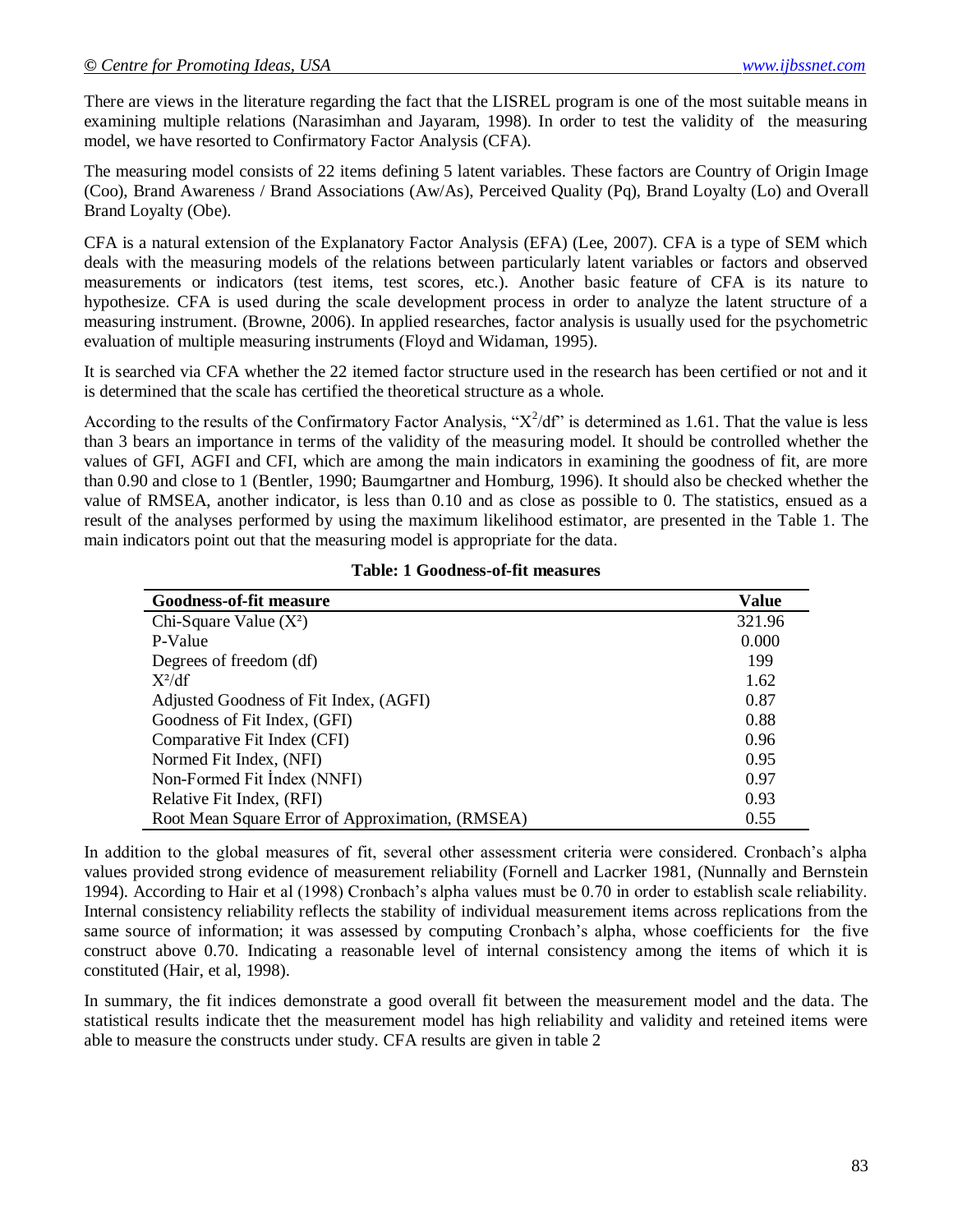There are views in the literature regarding the fact that the LISREL program is one of the most suitable means in examining multiple relations (Narasimhan and Jayaram, 1998). In order to test the validity of the measuring model, we have resorted to Confirmatory Factor Analysis (CFA).

The measuring model consists of 22 items defining 5 latent variables. These factors are Country of Origin Image (Coo), Brand Awareness / Brand Associations (Aw/As), Perceived Quality (Pq), Brand Loyalty (Lo) and Overall Brand Loyalty (Obe).

CFA is a natural extension of the Explanatory Factor Analysis (EFA) (Lee, 2007). CFA is a type of SEM which deals with the measuring models of the relations between particularly latent variables or factors and observed measurements or indicators (test items, test scores, etc.). Another basic feature of CFA is its nature to hypothesize. CFA is used during the scale development process in order to analyze the latent structure of a measuring instrument. (Browne, 2006). In applied researches, factor analysis is usually used for the psychometric evaluation of multiple measuring instruments (Floyd and Widaman, 1995).

It is searched via CFA whether the 22 itemed factor structure used in the research has been certified or not and it is determined that the scale has certified the theoretical structure as a whole.

According to the results of the Confirmatory Factor Analysis, "$X^2$/df" is determined as 1.61. That the value is less than 3 bears an importance in terms of the validity of the measuring model. It should be controlled whether the values of GFI, AGFI and CFI, which are among the main indicators in examining the goodness of fit, are more than 0.90 and close to 1 (Bentler, 1990; Baumgartner and Homburg, 1996). It should also be checked whether the value of RMSEA, another indicator, is less than 0.10 and as close as possible to 0. The statistics, ensued as a result of the analyses performed by using the maximum likelihood estimator, are presented in the Table 1. The main indicators point out that the measuring model is appropriate for the data.

**Table: 1 Goodness-of-fit measures**

| Goodness-of-fit measure | Value |
|---|---|
| Chi-Square Value ($X^2$) | 321.96 |
| P-Value | 0.000 |
| Degrees of freedom (df) | 199 |
| $X^2$/df | 1.62 |
| Adjusted Goodness of Fit Index, (AGFI) | 0.87 |
| Goodness of Fit Index, (GFI) | 0.88 |
| Comparative Fit Index (CFI) | 0.96 |
| Normed Fit Index, (NFI) | 0.95 |
| Non-Formed Fit İndex (NNFI) | 0.97 |
| Relative Fit Index, (RFI) | 0.93 |
| Root Mean Square Error of Approximation, (RMSEA) | 0.55 |

In addition to the global measures of fit, several other assessment criteria were considered. Cronbach's alpha values provided strong evidence of measurement reliability (Fornell and Lacrker 1981, (Nunnally and Bernstein 1994). According to Hair et al (1998) Cronbach's alpha values must be 0.70 in order to establish scale reliability. Internal consistency reliability reflects the stability of individual measurement items across replications from the same source of information; it was assessed by computing Cronbach's alpha, whose coefficients for the five construct above 0.70. Indicating a reasonable level of internal consistency among the items of which it is constituted (Hair, et al, 1998).

In summary, the fit indices demonstrate a good overall fit between the measurement model and the data. The statistical results indicate thet the measurement model has high reliability and validity and reteined items were able to measure the constructs under study. CFA results are given in table 2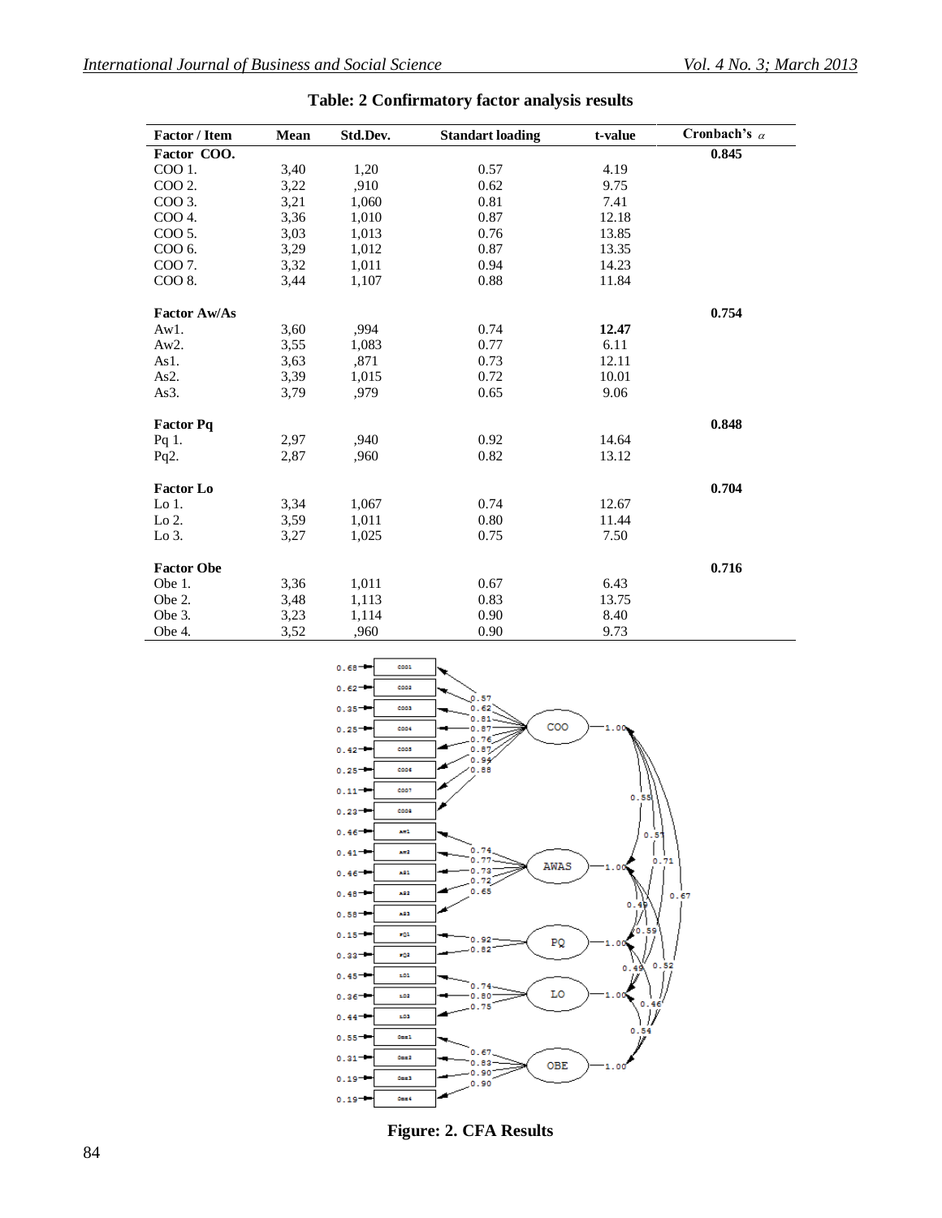**Table: 2 Confirmatory factor analysis results**

| Factor / Item | Mean | Std.Dev. | Standart loading | t-value | Cronbach's $\alpha$ |
|---|---|---|---|---|---|
| **Factor COO.** | | | | | **0.845** |
| COO 1. | 3,40 | 1,20 | 0.57 | 4.19 | |
| COO 2. | 3,22 | ,910 | 0.62 | 9.75 | |
| COO 3. | 3,21 | 1,060 | 0.81 | 7.41 | |
| COO 4. | 3,36 | 1,010 | 0.87 | 12.18 | |
| COO 5. | 3,03 | 1,013 | 0.76 | 13.85 | |
| COO 6. | 3,29 | 1,012 | 0.87 | 13.35 | |
| COO 7. | 3,32 | 1,011 | 0.94 | 14.23 | |
| COO 8. | 3,44 | 1,107 | 0.88 | 11.84 | |
| **Factor Aw/As** | | | | | **0.754** |
| Aw1. | 3,60 | ,994 | 0.74 | **12.47** | |
| Aw2. | 3,55 | 1,083 | 0.77 | 6.11 | |
| As1. | 3,63 | ,871 | 0.73 | 12.11 | |
| As2. | 3,39 | 1,015 | 0.72 | 10.01 | |
| As3. | 3,79 | ,979 | 0.65 | 9.06 | |
| **Factor Pq** | | | | | **0.848** |
| Pq 1. | 2,97 | ,940 | 0.92 | 14.64 | |
| Pq2. | 2,87 | ,960 | 0.82 | 13.12 | |
| **Factor Lo** | | | | | **0.704** |
| Lo 1. | 3,34 | 1,067 | 0.74 | 12.67 | |
| Lo 2. | 3,59 | 1,011 | 0.80 | 11.44 | |
| Lo 3. | 3,27 | 1,025 | 0.75 | 7.50 | |
| **Factor Obe** | | | | | **0.716** |
| Obe 1. | 3,36 | 1,011 | 0.67 | 6.43 | |
| Obe 2. | 3,48 | 1,113 | 0.83 | 13.75 | |
| Obe 3. | 3,23 | 1,114 | 0.90 | 8.40 | |
| Obe 4. | 3,52 | ,960 | 0.90 | 9.73 | |

**Figure: 2. CFA Results**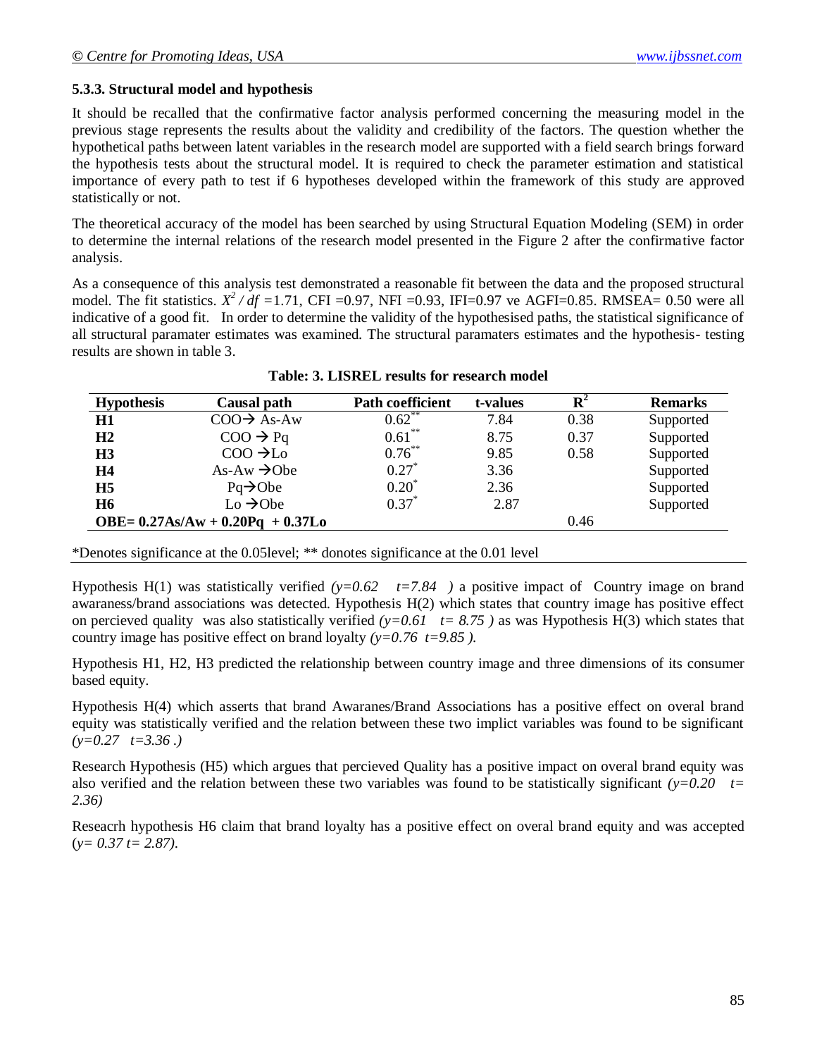### 5.3.3. Structural model and hypothesis

It should be recalled that the confirmative factor analysis performed concerning the measuring model in the previous stage represents the results about the validity and credibility of the factors. The question whether the hypothetical paths between latent variables in the research model are supported with a field search brings forward the hypothesis tests about the structural model. It is required to check the parameter estimation and statistical importance of every path to test if 6 hypotheses developed within the framework of this study are approved statistically or not.

The theoretical accuracy of the model has been searched by using Structural Equation Modeling (SEM) in order to determine the internal relations of the research model presented in the Figure 2 after the confirmative factor analysis.

As a consequence of this analysis test demonstrated a reasonable fit between the data and the proposed structural model. The fit statistics. $X^2 / df$ =1.71, CFI =0.97, NFI =0.93, IFI=0.97 ve AGFI=0.85. RMSEA= 0.50 were all indicative of a good fit. In order to determine the validity of the hypothesised paths, the statistical significance of all structural paramater estimates was examined. The structural paramaters estimates and the hypothesis- testing results are shown in table 3.

**Table: 3. LISREL results for research model**

| Hypothesis | Causal path | Path coefficient | t-values | $R^2$ | Remarks |
|---|---|---|---|---|---|
| **H1** | COO→ As-Aw | $0.62^{**}$ | 7.84 | 0.38 | Supported |
| **H2** | COO → Pq | $0.61^{**}$ | 8.75 | 0.37 | Supported |
| **H3** | COO →Lo | $0.76^{**}$ | 9.85 | 0.58 | Supported |
| **H4** | As-Aw →Obe | $0.27^{*}$ | 3.36 | | Supported |
| **H5** | Pq→Obe | $0.20^{*}$ | 2.36 | | Supported |
| **H6** | Lo →Obe | $0.37^{*}$ | 2.87 | | Supported |
| **OBE= 0.27As/Aw + 0.20Pq + 0.37Lo** | | | | 0.46 | |

*Denotes significance at the 0.05level; ** donotes significance at the 0.01 level

Hypothesis H(1) was statistically verified *(y=0.62 t=7.84 )* a positive impact of Country image on brand awaranes/brand associations was detected. Hypothesis H(2) which states that country image has positive effect on percieved quality was also statistically verified *(y=0.61 t= 8.75 )* as was Hypothesis H(3) which states that country image has positive effect on brand loyalty *(y=0.76 t=9.85 ).*

Hypothesis H1, H2, H3 predicted the relationship between country image and three dimensions of its consumer based equity.

Hypothesis H(4) which asserts that brand Awaranes/Brand Associations has a positive effect on overal brand equity was statistically verified and the relation between these two implict variables was found to be significant *(y=0.27 t=3.36 .)*

Research Hypothesis (H5) which argues that percieved Quality has a positive impact on overal brand equity was also verified and the relation between these two variables was found to be statistically significant *(y=0.20 t= 2.36)*

Reseacrh hypothesis H6 claim that brand loyalty has a positive effect on overal brand equity and was accepted (*y= 0.37 t= 2.87).*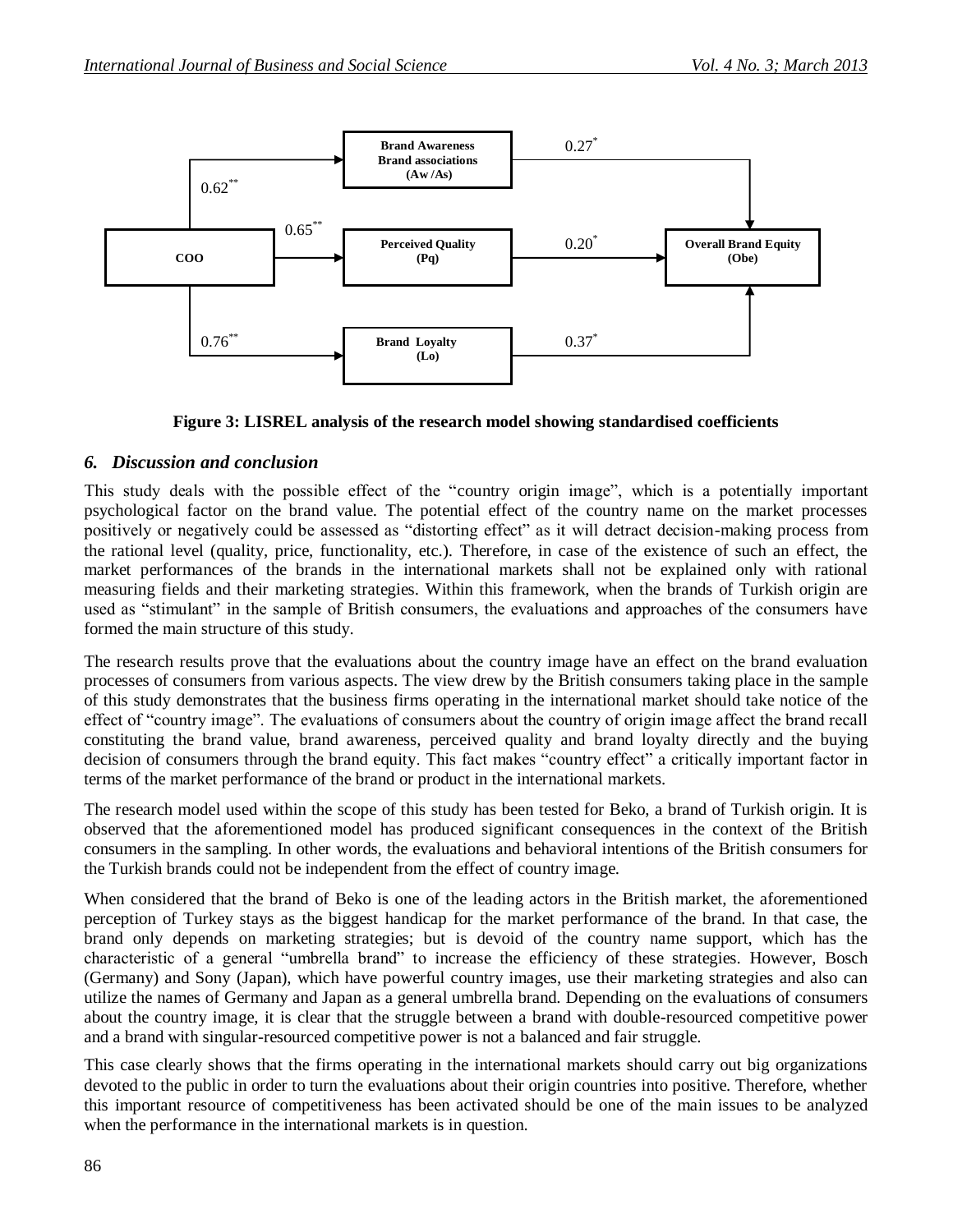**Figure 3: LISREL analysis of the research model showing standardised coefficients**

## *6. Discussion and conclusion*

This study deals with the possible effect of the "country origin image", which is a potentially important psychological factor on the brand value. The potential effect of the country name on the market processes positively or negatively could be assessed as "distorting effect" as it will detract decision-making process from the rational level (quality, price, functionality, etc.). Therefore, in case of the existence of such an effect, the market performances of the brands in the international markets shall not be explained only with rational measuring fields and their marketing strategies. Within this framework, when the brands of Turkish origin are used as "stimulant" in the sample of British consumers, the evaluations and approaches of the consumers have formed the main structure of this study.

The research results prove that the evaluations about the country image have an effect on the brand evaluation processes of consumers from various aspects. The view drew by the British consumers taking place in the sample of this study demonstrates that the business firms operating in the international market should take notice of the effect of "country image". The evaluations of consumers about the country of origin image affect the brand recall constituting the brand value, brand awareness, perceived quality and brand loyalty directly and the buying decision of consumers through the brand equity. This fact makes "country effect" a critically important factor in terms of the market performance of the brand or product in the international markets.

The research model used within the scope of this study has been tested for Beko, a brand of Turkish origin. It is observed that the aforementioned model has produced significant consequences in the context of the British consumers in the sampling. In other words, the evaluations and behavioral intentions of the British consumers for the Turkish brands could not be independent from the effect of country image.

When considered that the brand of Beko is one of the leading actors in the British market, the aforementioned perception of Turkey stays as the biggest handicap for the market performance of the brand. In that case, the brand only depends on marketing strategies; but is devoid of the country name support, which has the characteristic of a general "umbrella brand" to increase the efficiency of these strategies. However, Bosch (Germany) and Sony (Japan), which have powerful country images, use their marketing strategies and also can utilize the names of Germany and Japan as a general umbrella brand. Depending on the evaluations of consumers about the country image, it is clear that the struggle between a brand with double-resourced competitive power and a brand with singular-resourced competitive power is not a balanced and fair struggle.

This case clearly shows that the firms operating in the international markets should carry out big organizations devoted to the public in order to turn the evaluations about their origin countries into positive. Therefore, whether this important resource of competitiveness has been activated should be one of the main issues to be analyzed when the performance in the international markets is in question.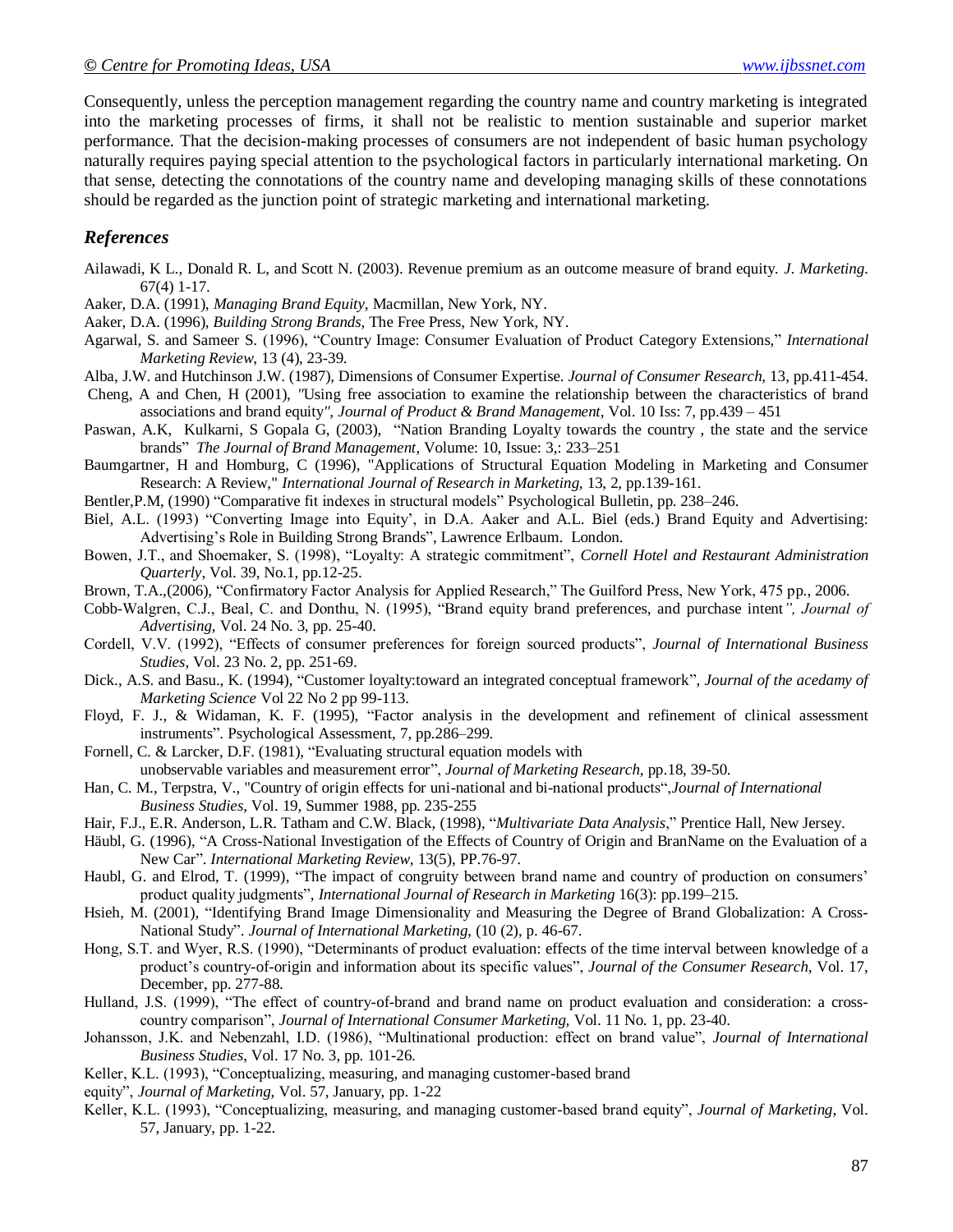Consequently, unless the perception management regarding the country name and country marketing is integrated into the marketing processes of firms, it shall not be realistic to mention sustainable and superior market performance. That the decision-making processes of consumers are not independent of basic human psychology naturally requires paying special attention to the psychological factors in particularly international marketing. On that sense, detecting the connotations of the country name and developing managing skills of these connotations should be regarded as the junction point of strategic marketing and international marketing.

## *References*

Ailawadi, K L., Donald R. L, and Scott N. (2003). Revenue premium as an outcome measure of brand equity. *J. Marketing*. 67(4) 1-17.

Aaker, D.A. (1991), *Managing Brand Equity*, Macmillan, New York, NY.

Aaker, D.A. (1996), *Building Strong Brands*, The Free Press, New York, NY.

Agarwal, S. and Sameer S. (1996), "Country Image: Consumer Evaluation of Product Category Extensions," *International Marketing Review*, 13 (4), 23-39.

Alba, J.W. and Hutchinson J.W. (1987), Dimensions of Consumer Expertise. *Journal of Consumer Research*, 13, pp.411-454.

Cheng, A and Chen, H (2001), "Using free association to examine the relationship between the characteristics of brand associations and brand equity", *Journal of Product & Brand Management*, Vol. 10 Iss: 7, pp.439 – 451

Paswan, A.K, Kulkarni, S Gopala G, (2003), "Nation Branding Loyalty towards the country , the state and the service brands" *The Journal of Brand Management*, Volume: 10, Issue: 3,: 233–251

Baumgartner, H and Homburg, C (1996), "Applications of Structural Equation Modeling in Marketing and Consumer Research: A Review," *International Journal of Research in Marketing*, 13, 2, pp.139-161.

Bentler,P.M, (1990) "Comparative fit indexes in structural models" Psychological Bulletin, pp. 238–246.

Biel, A.L. (1993) "Converting Image into Equity', in D.A. Aaker and A.L. Biel (eds.) Brand Equity and Advertising: Advertising's Role in Building Strong Brands", Lawrence Erlbaum. London.

Bowen, J.T., and Shoemaker, S. (1998), "Loyalty: A strategic commitment", *Cornell Hotel and Restaurant Administration Quarterly*, Vol. 39, No.1, pp.12-25.

Brown, T.A.,(2006), "Confirmatory Factor Analysis for Applied Research," The Guilford Press, New York, 475 pp., 2006.

Cobb-Walgren, C.J., Beal, C. and Donthu, N. (1995), "Brand equity brand preferences, and purchase intent*", Journal of Advertising*, Vol. 24 No. 3, pp. 25-40.

Cordell, V.V. (1992), "Effects of consumer preferences for foreign sourced products", *Journal of International Business Studies*, Vol. 23 No. 2, pp. 251-69.

Dick., A.S. and Basu., K. (1994), "Customer loyalty:toward an integrated conceptual framework", *Journal of the acedamy of Marketing Science* Vol 22 No 2 pp 99-113.

Floyd, F. J., & Widaman, K. F. (1995), "Factor analysis in the development and refinement of clinical assessment instruments". Psychological Assessment, 7, pp.286–299.

Fornell, C. & Larcker, D.F. (1981), "Evaluating structural equation models with unobservable variables and measurement error", *Journal of Marketing Research*, pp.18, 39-50.

Han, C. M., Terpstra, V., "Country of origin effects for uni-national and bi-national products",*Journal of International Business Studies*, Vol. 19, Summer 1988, pp. 235-255

Hair, F.J., E.R. Anderson, L.R. Tatham and C.W. Black, (1998), "*Multivariate Data Analysis*," Prentice Hall, New Jersey.

Häubl, G. (1996), "A Cross-National Investigation of the Effects of Country of Origin and BranName on the Evaluation of a New Car". *International Marketing Review*, 13(5), PP.76-97.

Haubl, G. and Elrod, T. (1999), "The impact of congruity between brand name and country of production on consumers' product quality judgments", *International Journal of Research in Marketing* 16(3): pp.199–215.

Hsieh, M. (2001), "Identifying Brand Image Dimensionality and Measuring the Degree of Brand Globalization: A Cross-National Study". *Journal of International Marketing*, (10 (2), p. 46-67.

Hong, S.T. and Wyer, R.S. (1990), "Determinants of product evaluation: effects of the time interval between knowledge of a product's country-of-origin and information about its specific values", *Journal of the Consumer Research*, Vol. 17, December, pp. 277-88.

Hulland, J.S. (1999), "The effect of country-of-brand and brand name on product evaluation and consideration: a cross-country comparison", *Journal of International Consumer Marketing*, Vol. 11 No. 1, pp. 23-40.

Johansson, J.K. and Nebenzahl, I.D. (1986), "Multinational production: effect on brand value", *Journal of International Business Studies*, Vol. 17 No. 3, pp. 101-26.

Keller, K.L. (1993), "Conceptualizing, measuring, and managing customer-based brand equity", *Journal of Marketing*, Vol. 57, January, pp. 1-22

Keller, K.L. (1993), "Conceptualizing, measuring, and managing customer-based brand equity", *Journal of Marketing*, Vol. 57, January, pp. 1-22.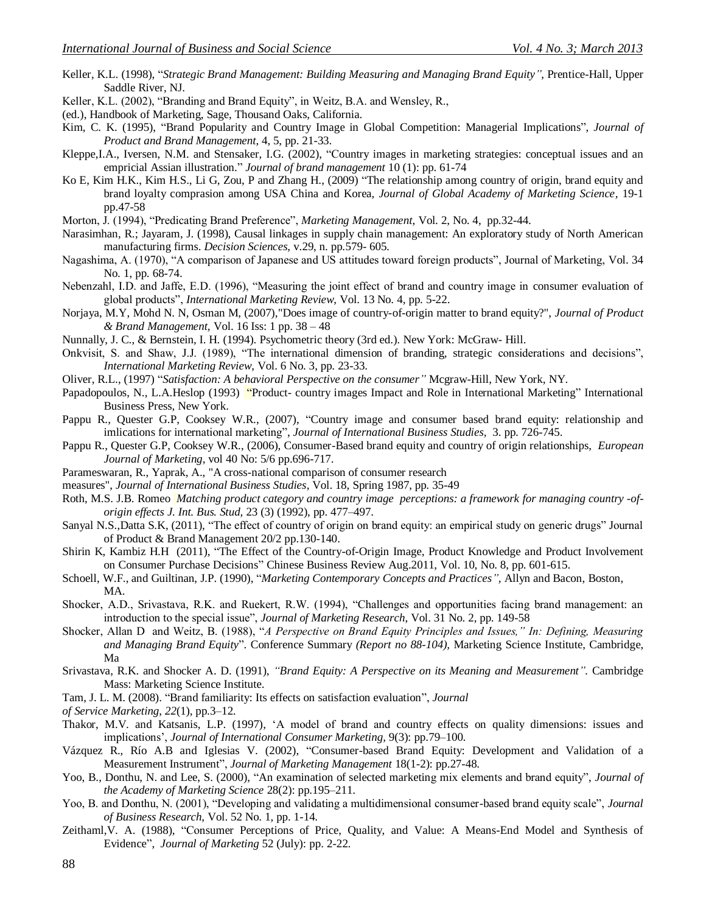Keller, K.L. (1998), "*Strategic Brand Management: Building Measuring and Managing Brand Equity"*, Prentice-Hall, Upper Saddle River, NJ.

Keller, K.L. (2002), "Branding and Brand Equity", in Weitz, B.A. and Wensley, R.,

(ed.), Handbook of Marketing, Sage, Thousand Oaks, California.

Kim, C. K. (1995), "Brand Popularity and Country Image in Global Competition: Managerial Implications", *Journal of Product and Brand Management*, 4, 5, pp. 21-33.

Kleppe,I.A., Iversen, N.M. and Stensaker, I.G. (2002), "Country images in marketing strategies: conceptual issues and an empricial Assian illustration." *Journal of brand management* 10 (1): pp. 61-74

Ko E, Kim H.K., Kim H.S., Li G, Zou, P and Zhang H., (2009) "The relationship among country of origin, brand equity and brand loyalty comprasion among USA China and Korea, *Journal of Global Academy of Marketing Science*, 19-1 pp.47-58

Morton, J. (1994), "Predicating Brand Preference", *Marketing Management*, Vol. 2, No. 4, pp.32-44.

Narasimhan, R.; Jayaram, J. (1998), Causal linkages in supply chain management: An exploratory study of North American manufacturing firms. *Decision Sciences*, v.29, n. pp.579- 605.

Nagashima, A. (1970), "A comparison of Japanese and US attitudes toward foreign products", Journal of Marketing, Vol. 34 No. 1, pp. 68-74.

Nebenzahl, I.D. and Jaffe, E.D. (1996), "Measuring the joint effect of brand and country image in consumer evaluation of global products", *International Marketing Review*, Vol. 13 No. 4, pp. 5-22.

Norjaya, M.Y, Mohd N. N, Osman M, (2007),"Does image of country-of-origin matter to brand equity?", *Journal of Product & Brand Management,* Vol. 16 Iss: 1 pp. 38 – 48

Nunnally, J. C., & Bernstein, I. H. (1994). Psychometric theory (3rd ed.). New York: McGraw- Hill.

Onkvisit, S. and Shaw, J.J. (1989), "The international dimension of branding, strategic considerations and decisions", *International Marketing Review*, Vol. 6 No. 3, pp. 23-33.

Oliver, R.L., (1997) "*Satisfaction: A behavioral Perspective on the consumer"* Mcgraw-Hill, New York, NY.

Papadopoulos, N., L.A.Heslop (1993) "Product- country images Impact and Role in International Marketing" International Business Press, New York.

Pappu R., Quester G.P, Cooksey W.R., (2007), "Country image and consumer based brand equity: relationship and imlications for international marketing", *Journal of International Business Studies*, 3. pp. 726-745.

Pappu R., Quester G.P, Cooksey W.R., (2006), Consumer-Based brand equity and country of origin relationships, *European Journal of Marketing,* vol 40 No: 5/6 pp.696-717.

Parameswaran, R., Yaprak, A., "A cross-national comparison of consumer research

measures", *Journal of International Business Studies*, Vol. 18, Spring 1987, pp. 35-49

Roth, M.S. J.B. Romeo *Matching product category and country image perceptions: a framework for managing country -of-origin effects J. Int. Bus. Stud,* 23 (3) (1992), pp. 477–497.

Sanyal N.S.,Datta S.K, (2011), "The effect of country of origin on brand equity: an empirical study on generic drugs" Journal of Product & Brand Management 20/2 pp.130-140.

Shirin K, Kambiz H.H (2011), "The Effect of the Country-of-Origin Image, Product Knowledge and Product Involvement on Consumer Purchase Decisions" Chinese Business Review Aug.2011, Vol. 10, No. 8, pp. 601-615.

Schoell, W.F., and Guiltinan, J.P. (1990), "*Marketing Contemporary Concepts and Practices",* Allyn and Bacon, Boston, MA.

Shocker, A.D., Srivastava, R.K. and Ruekert, R.W. (1994), "Challenges and opportunities facing brand management: an introduction to the special issue", *Journal of Marketing Research*, Vol. 31 No. 2, pp. 149-58

Shocker, Allan D and Weitz, B. (1988), "*A Perspective on Brand Equity Principles and Issues," In: Defining, Measuring and Managing Brand Equity*". Conference Summary *(Report no 88-104)*, Marketing Science Institute, Cambridge, Ma

Srivastava, R.K. and Shocker A. D. (1991), *"Brand Equity: A Perspective on its Meaning and Measurement"*. Cambridge Mass: Marketing Science Institute.

Tam, J. L. M. (2008). "Brand familiarity: Its effects on satisfaction evaluation", *Journal*

*of Service Marketing*, *22*(1), pp.3–12.

Thakor, M.V. and Katsanis, L.P. (1997), 'A model of brand and country effects on quality dimensions: issues and implications', *Journal of International Consumer Marketing,* 9(3): pp.79–100.

Vázquez R., Río A.B and Iglesias V. (2002), "Consumer-based Brand Equity: Development and Validation of a Measurement Instrument", *Journal of Marketing Management* 18(1-2): pp.27-48.

Yoo, B., Donthu, N. and Lee, S. (2000), "An examination of selected marketing mix elements and brand equity", *Journal of the Academy of Marketing Science* 28(2): pp.195–211.

Yoo, B. and Donthu, N. (2001), "Developing and validating a multidimensional consumer-based brand equity scale", *Journal of Business Research*, Vol. 52 No. 1, pp. 1-14.

Zeithaml,V. A. (1988), "Consumer Perceptions of Price, Quality, and Value: A Means-End Model and Synthesis of Evidence", *Journal of Marketing* 52 (July): pp. 2-22.